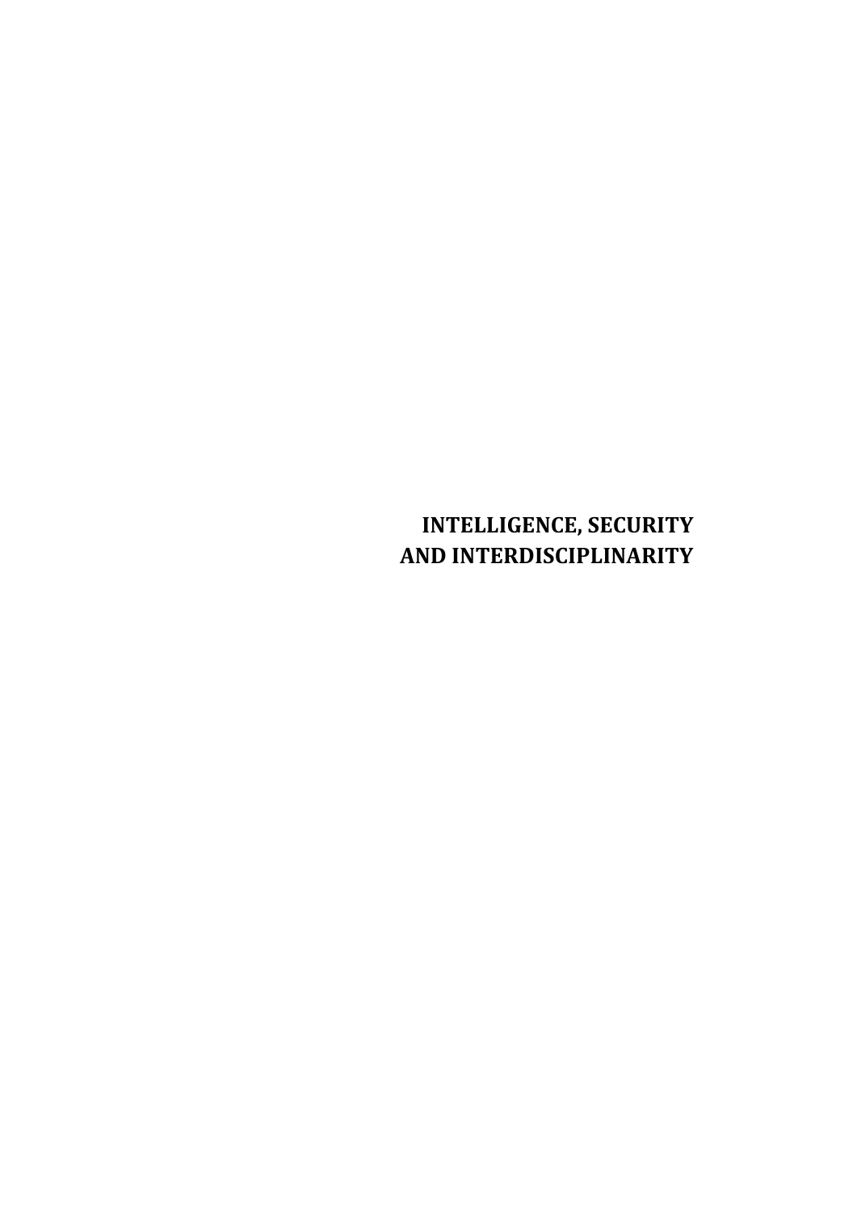# INTELLIGENCE, SECURITY AND INTERDISCIPLINARITY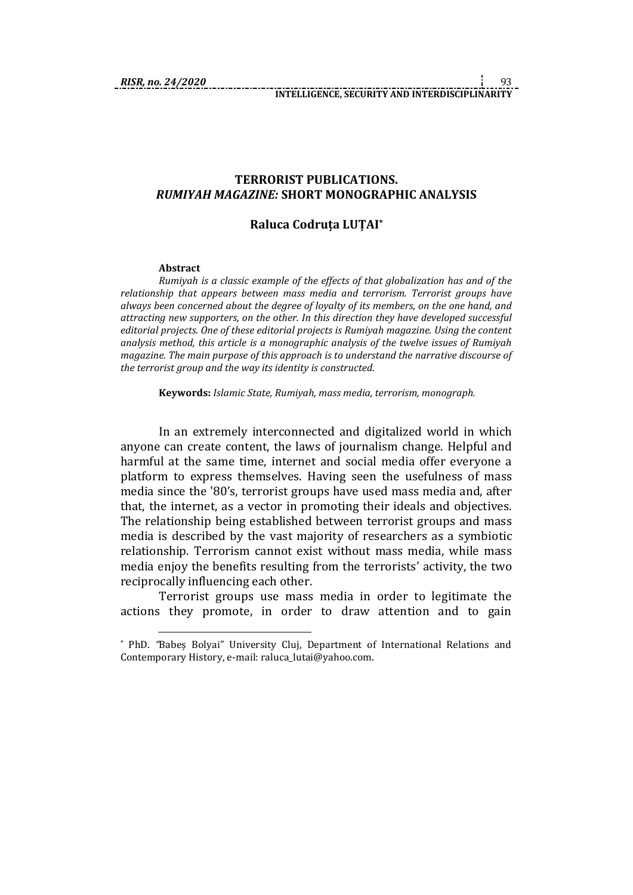# TERRORIST PUBLICATIONS. *RUMIYAH MAGAZINE:* SHORT MONOGRAPHIC ANALYSIS

## Raluca Codruța LUȚAI*

**Abstract**

*Rumiyah is a classic example of the effects of that globalization has and of the relationship that appears between mass media and terrorism. Terrorist groups have always been concerned about the degree of loyalty of its members, on the one hand, and attracting new supporters, on the other. In this direction they have developed successful editorial projects. One of these editorial projects is Rumiyah magazine. Using the content analysis method, this article is a monographic analysis of the twelve issues of Rumiyah magazine. The main purpose of this approach is to understand the narrative discourse of the terrorist group and the way its identity is constructed.*

**Keywords:** *Islamic State, Rumiyah, mass media, terrorism, monograph.*

In an extremely interconnected and digitalized world in which anyone can create content, the laws of journalism change. Helpful and harmful at the same time, internet and social media offer everyone a platform to express themselves. Having seen the usefulness of mass media since the '80's, terrorist groups have used mass media and, after that, the internet, as a vector in promoting their ideals and objectives. The relationship being established between terrorist groups and mass media is described by the vast majority of researchers as a symbiotic relationship. Terrorism cannot exist without mass media, while mass media enjoy the benefits resulting from the terrorists' activity, the two reciprocally influencing each other.

Terrorist groups use mass media in order to legitimate the actions they promote, in order to draw attention and to gain

---

* PhD. "Babeș Bolyai" University Cluj, Department of International Relations and Contemporary History, e-mail: raluca_lutai@yahoo.com.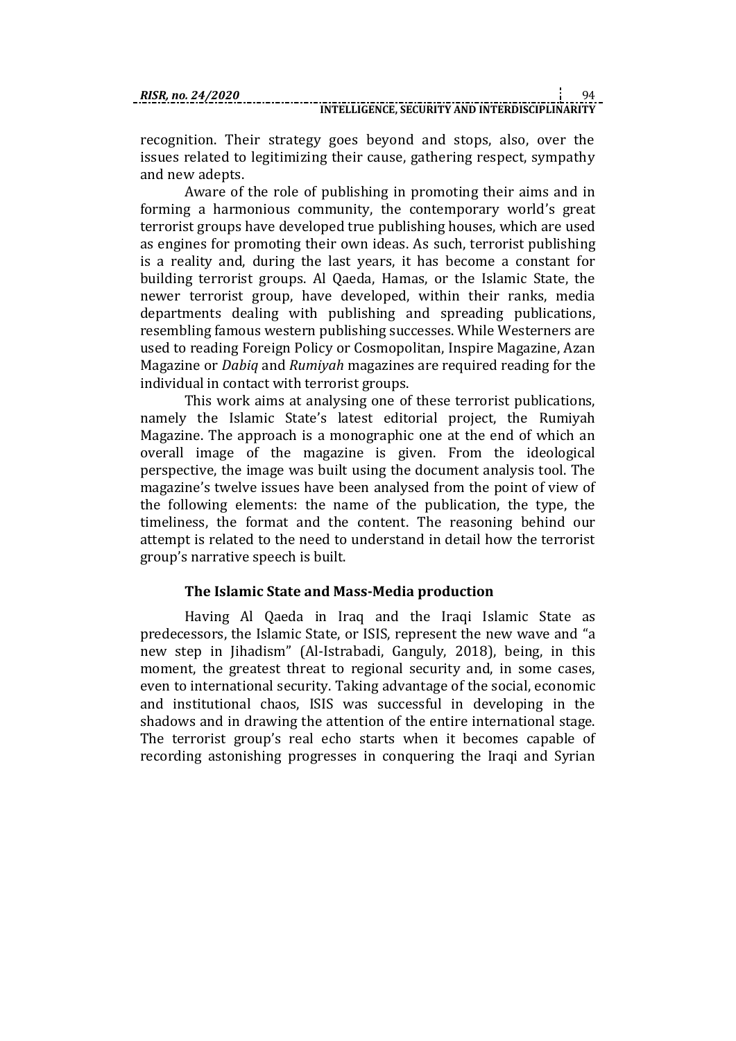recognition. Their strategy goes beyond and stops, also, over the issues related to legitimizing their cause, gathering respect, sympathy and new adepts.

Aware of the role of publishing in promoting their aims and in forming a harmonious community, the contemporary world's great terrorist groups have developed true publishing houses, which are used as engines for promoting their own ideas. As such, terrorist publishing is a reality and, during the last years, it has become a constant for building terrorist groups. Al Qaeda, Hamas, or the Islamic State, the newer terrorist group, have developed, within their ranks, media departments dealing with publishing and spreading publications, resembling famous western publishing successes. While Westerners are used to reading Foreign Policy or Cosmopolitan, Inspire Magazine, Azan Magazine or *Dabiq* and *Rumiyah* magazines are required reading for the individual in contact with terrorist groups.

This work aims at analysing one of these terrorist publications, namely the Islamic State's latest editorial project, the Rumiyah Magazine. The approach is a monographic one at the end of which an overall image of the magazine is given. From the ideological perspective, the image was built using the document analysis tool. The magazine's twelve issues have been analysed from the point of view of the following elements: the name of the publication, the type, the timeliness, the format and the content. The reasoning behind our attempt is related to the need to understand in detail how the terrorist group's narrative speech is built.

## The Islamic State and Mass-Media production

Having Al Qaeda in Iraq and the Iraqi Islamic State as predecessors, the Islamic State, or ISIS, represent the new wave and "a new step in Jihadism" (Al-Istrabadi, Ganguly, 2018), being, in this moment, the greatest threat to regional security and, in some cases, even to international security. Taking advantage of the social, economic and institutional chaos, ISIS was successful in developing in the shadows and in drawing the attention of the entire international stage. The terrorist group's real echo starts when it becomes capable of recording astonishing progresses in conquering the Iraqi and Syrian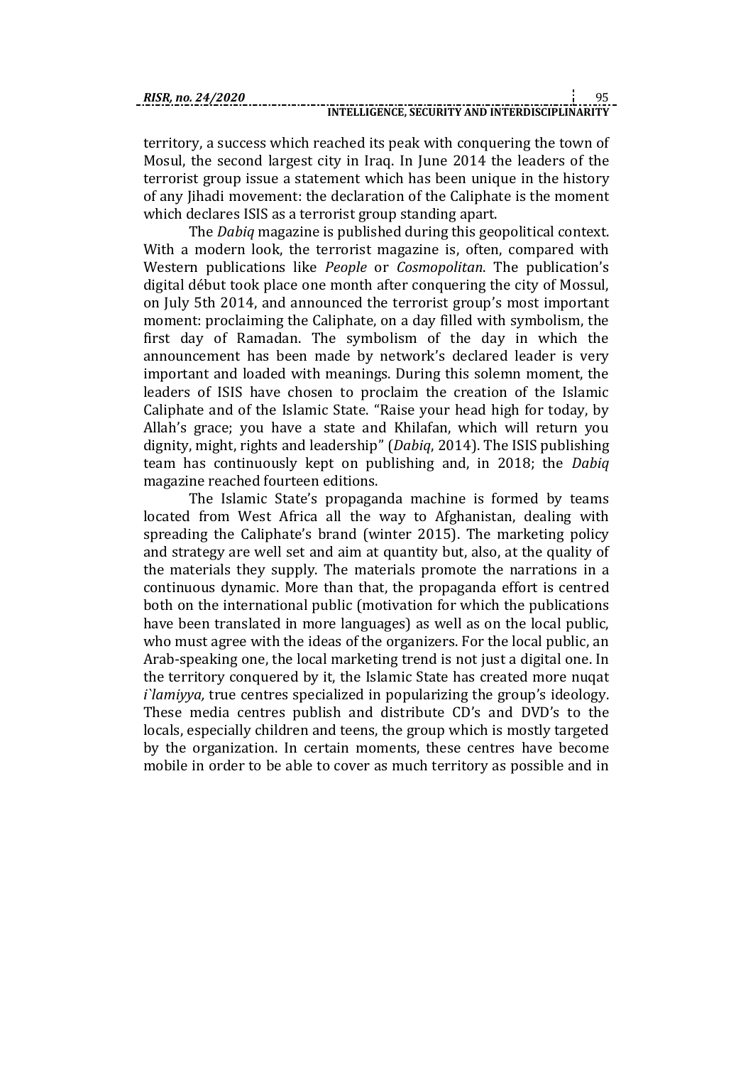territory, a success which reached its peak with conquering the town of Mosul, the second largest city in Iraq. In June 2014 the leaders of the terrorist group issue a statement which has been unique in the history of any Jihadi movement: the declaration of the Caliphate is the moment which declares ISIS as a terrorist group standing apart.

The *Dabiq* magazine is published during this geopolitical context. With a modern look, the terrorist magazine is, often, compared with Western publications like *People* or *Cosmopolitan*. The publication's digital début took place one month after conquering the city of Mossul, on July 5th 2014, and announced the terrorist group's most important moment: proclaiming the Caliphate, on a day filled with symbolism, the first day of Ramadan. The symbolism of the day in which the announcement has been made by network's declared leader is very important and loaded with meanings. During this solemn moment, the leaders of ISIS have chosen to proclaim the creation of the Islamic Caliphate and of the Islamic State. "Raise your head high for today, by Allah's grace; you have a state and Khilafan, which will return you dignity, might, rights and leadership" (*Dabiq*, 2014). The ISIS publishing team has continuously kept on publishing and, in 2018; the *Dabiq* magazine reached fourteen editions.

The Islamic State's propaganda machine is formed by teams located from West Africa all the way to Afghanistan, dealing with spreading the Caliphate's brand (winter 2015). The marketing policy and strategy are well set and aim at quantity but, also, at the quality of the materials they supply. The materials promote the narrations in a continuous dynamic. More than that, the propaganda effort is centred both on the international public (motivation for which the publications have been translated in more languages) as well as on the local public, who must agree with the ideas of the organizers. For the local public, an Arab-speaking one, the local marketing trend is not just a digital one. In the territory conquered by it, the Islamic State has created more nuqat *i`lamiyya,* true centres specialized in popularizing the group's ideology. These media centres publish and distribute CD's and DVD's to the locals, especially children and teens, the group which is mostly targeted by the organization. In certain moments, these centres have become mobile in order to be able to cover as much territory as possible and in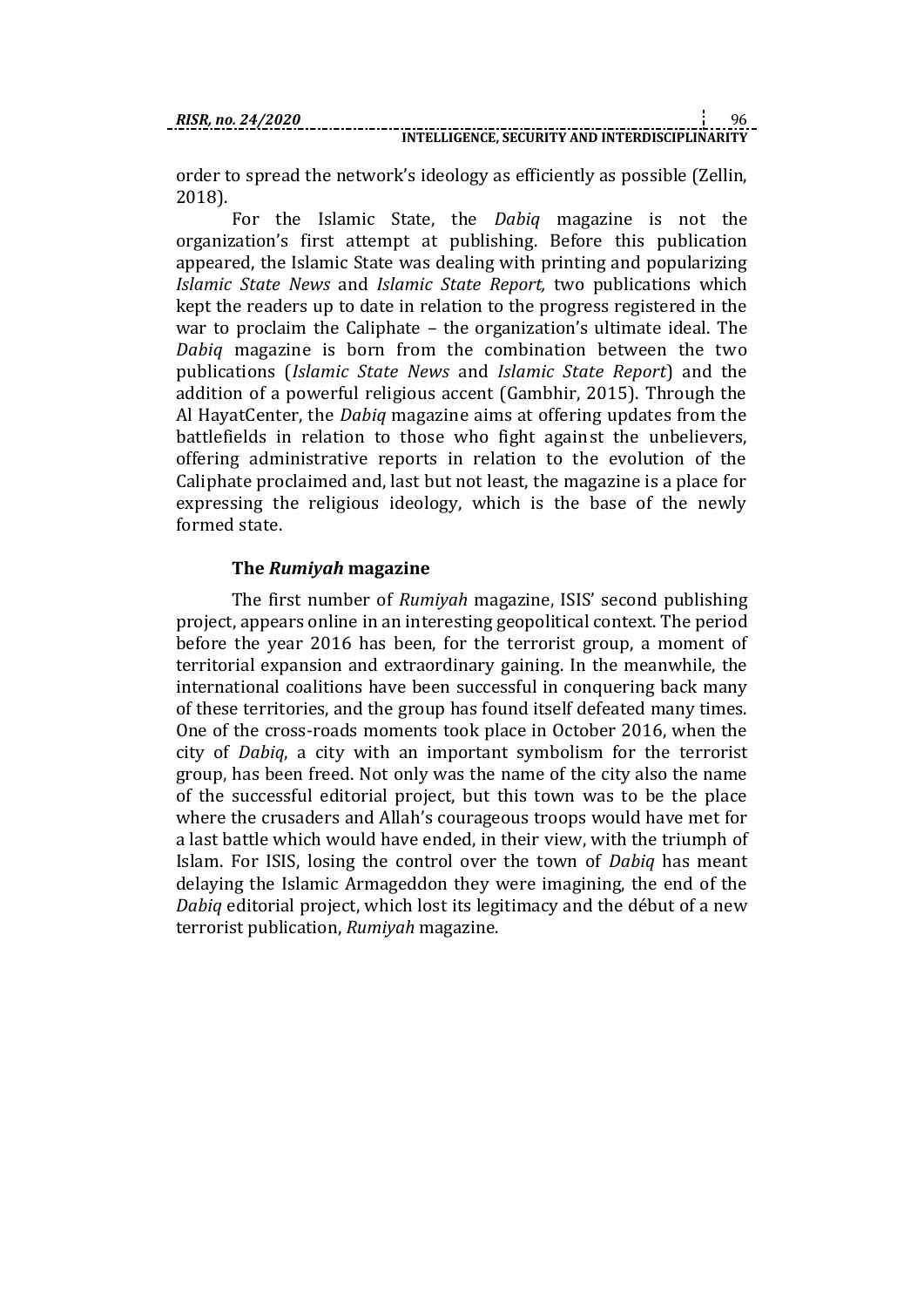order to spread the network's ideology as efficiently as possible (Zellin, 2018).

For the Islamic State, the *Dabiq* magazine is not the organization's first attempt at publishing. Before this publication appeared, the Islamic State was dealing with printing and popularizing *Islamic State News* and *Islamic State Report,* two publications which kept the readers up to date in relation to the progress registered in the war to proclaim the Caliphate – the organization's ultimate ideal. The *Dabiq* magazine is born from the combination between the two publications (*Islamic State News* and *Islamic State Report*) and the addition of a powerful religious accent (Gambhir, 2015). Through the Al HayatCenter, the *Dabiq* magazine aims at offering updates from the battlefields in relation to those who fight against the unbelievers, offering administrative reports in relation to the evolution of the Caliphate proclaimed and, last but not least, the magazine is a place for expressing the religious ideology, which is the base of the newly formed state.

### The *Rumiyah* magazine

The first number of *Rumiyah* magazine, ISIS' second publishing project, appears online in an interesting geopolitical context. The period before the year 2016 has been, for the terrorist group, a moment of territorial expansion and extraordinary gaining. In the meanwhile, the international coalitions have been successful in conquering back many of these territories, and the group has found itself defeated many times. One of the cross-roads moments took place in October 2016, when the city of *Dabiq*, a city with an important symbolism for the terrorist group, has been freed. Not only was the name of the city also the name of the successful editorial project, but this town was to be the place where the crusaders and Allah's courageous troops would have met for a last battle which would have ended, in their view, with the triumph of Islam. For ISIS, losing the control over the town of *Dabiq* has meant delaying the Islamic Armageddon they were imagining, the end of the *Dabiq* editorial project, which lost its legitimacy and the début of a new terrorist publication, *Rumiyah* magazine.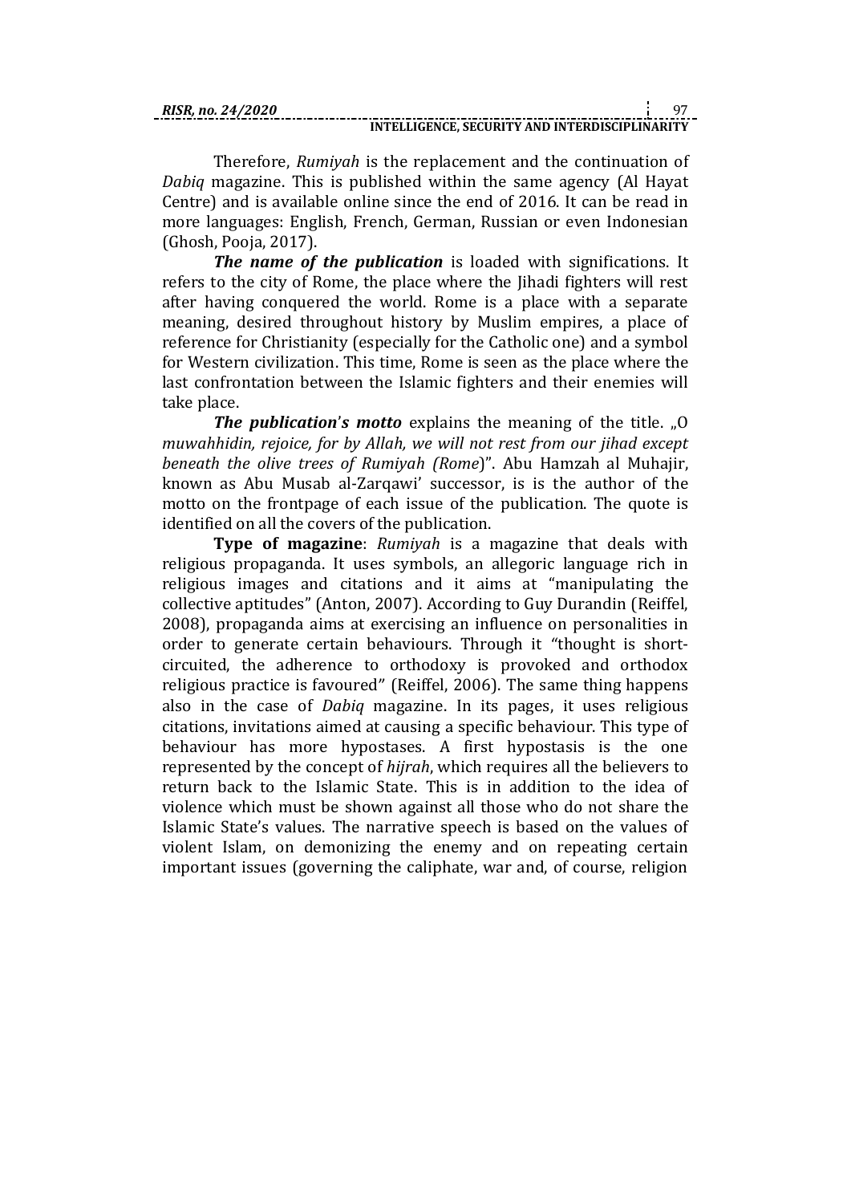Therefore, *Rumiyah* is the replacement and the continuation of *Dabiq* magazine. This is published within the same agency (Al Hayat Centre) and is available online since the end of 2016. It can be read in more languages: English, French, German, Russian or even Indonesian (Ghosh, Pooja, 2017).

***The name of the publication*** is loaded with significations. It refers to the city of Rome, the place where the Jihadi fighters will rest after having conquered the world. Rome is a place with a separate meaning, desired throughout history by Muslim empires, a place of reference for Christianity (especially for the Catholic one) and a symbol for Western civilization. This time, Rome is seen as the place where the last confrontation between the Islamic fighters and their enemies will take place.

***The publication's motto*** explains the meaning of the title. „O *muwahhidin, rejoice, for by Allah, we will not rest from our jihad except beneath the olive trees of Rumiyah (Rome*)". Abu Hamzah al Muhajir, known as Abu Musab al-Zarqawi' successor, is is the author of the motto on the frontpage of each issue of the publication. The quote is identified on all the covers of the publication.

**Type of magazine**: *Rumiyah* is a magazine that deals with religious propaganda. It uses symbols, an allegoric language rich in religious images and citations and it aims at "manipulating the collective aptitudes" (Anton, 2007). According to Guy Durandin (Reiffel, 2008), propaganda aims at exercising an influence on personalities in order to generate certain behaviours. Through it "thought is short-circuited, the adherence to orthodoxy is provoked and orthodox religious practice is favoured" (Reiffel, 2006). The same thing happens also in the case of *Dabiq* magazine. In its pages, it uses religious citations, invitations aimed at causing a specific behaviour. This type of behaviour has more hypostases. A first hypostasis is the one represented by the concept of *hijrah*, which requires all the believers to return back to the Islamic State. This is in addition to the idea of violence which must be shown against all those who do not share the Islamic State's values. The narrative speech is based on the values of violent Islam, on demonizing the enemy and on repeating certain important issues (governing the caliphate, war and, of course, religion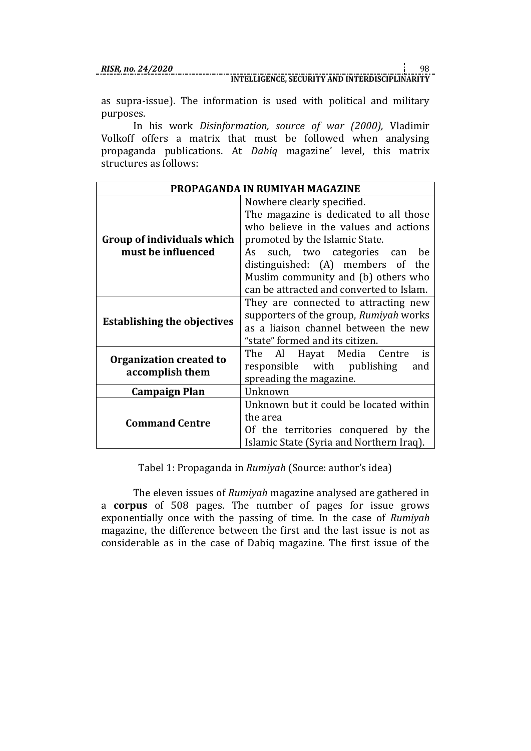as supra-issue). The information is used with political and military purposes.

In his work *Disinformation, source of war (2000),* Vladimir Volkoff offers a matrix that must be followed when analysing propaganda publications. At *Dabiq* magazine' level, this matrix structures as follows:

| PROPAGANDA IN RUMIYAH MAGAZINE | |
|---|---|
| **Group of individuals which must be influenced** | Nowhere clearly specified. The magazine is dedicated to all those who believe in the values and actions promoted by the Islamic State. As such, two categories can be distinguished: (A) members of the Muslim community and (b) others who can be attracted and converted to Islam. |
| **Establishing the objectives** | They are connected to attracting new supporters of the group, *Rumiyah* works as a liaison channel between the new "state" formed and its citizen. |
| **Organization created to accomplish them** | The Al Hayat Media Centre is responsible with publishing and spreading the magazine. |
| **Campaign Plan** | Unknown |
| **Command Centre** | Unknown but it could be located within the area Of the territories conquered by the Islamic State (Syria and Northern Iraq). |

Tabel 1: Propaganda in *Rumiyah* (Source: author's idea)

The eleven issues of *Rumiyah* magazine analysed are gathered in a **corpus** of 508 pages. The number of pages for issue grows exponentially once with the passing of time. In the case of *Rumiyah* magazine, the difference between the first and the last issue is not as considerable as in the case of Dabiq magazine. The first issue of the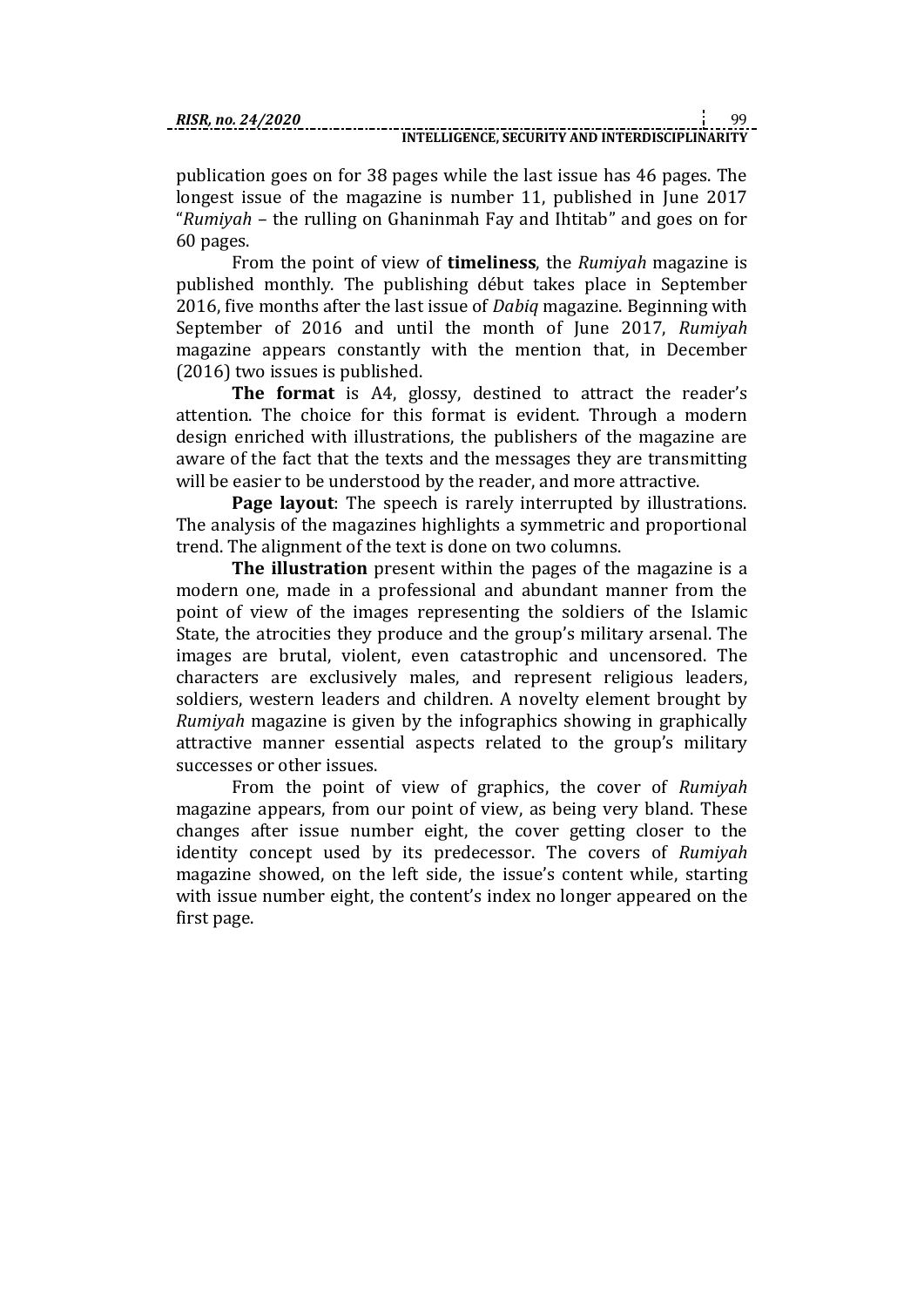publication goes on for 38 pages while the last issue has 46 pages. The longest issue of the magazine is number 11, published in June 2017 "*Rumiyah* – the rulling on Ghaninmah Fay and Ihtitab" and goes on for 60 pages.

From the point of view of **timeliness**, the *Rumiyah* magazine is published monthly. The publishing début takes place in September 2016, five months after the last issue of *Dabiq* magazine. Beginning with September of 2016 and until the month of June 2017, *Rumiyah* magazine appears constantly with the mention that, in December (2016) two issues is published.

**The format** is A4, glossy, destined to attract the reader's attention. The choice for this format is evident. Through a modern design enriched with illustrations, the publishers of the magazine are aware of the fact that the texts and the messages they are transmitting will be easier to be understood by the reader, and more attractive.

**Page layout**: The speech is rarely interrupted by illustrations. The analysis of the magazines highlights a symmetric and proportional trend. The alignment of the text is done on two columns.

**The illustration** present within the pages of the magazine is a modern one, made in a professional and abundant manner from the point of view of the images representing the soldiers of the Islamic State, the atrocities they produce and the group's military arsenal. The images are brutal, violent, even catastrophic and uncensored. The characters are exclusively males, and represent religious leaders, soldiers, western leaders and children. A novelty element brought by *Rumiyah* magazine is given by the infographics showing in graphically attractive manner essential aspects related to the group's military successes or other issues.

From the point of view of graphics, the cover of *Rumiyah* magazine appears, from our point of view, as being very bland. These changes after issue number eight, the cover getting closer to the identity concept used by its predecessor. The covers of *Rumiyah* magazine showed, on the left side, the issue's content while, starting with issue number eight, the content's index no longer appeared on the first page.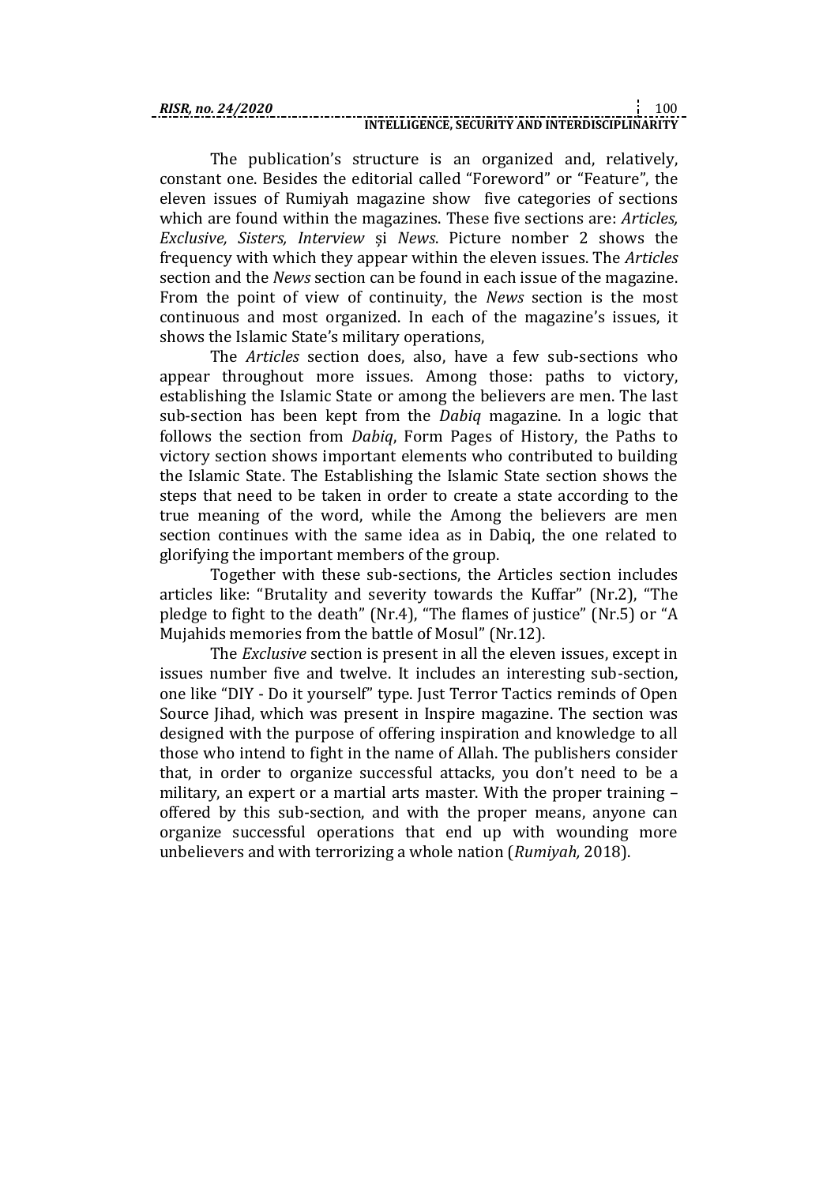The publication's structure is an organized and, relatively, constant one. Besides the editorial called "Foreword" or "Feature", the eleven issues of Rumiyah magazine show five categories of sections which are found within the magazines. These five sections are: *Articles, Exclusive, Sisters, Interview* și *News*. Picture nomber 2 shows the frequency with which they appear within the eleven issues. The *Articles* section and the *News* section can be found in each issue of the magazine. From the point of view of continuity, the *News* section is the most continuous and most organized. In each of the magazine's issues, it shows the Islamic State's military operations,

The *Articles* section does, also, have a few sub-sections who appear throughout more issues. Among those: paths to victory, establishing the Islamic State or among the believers are men. The last sub-section has been kept from the *Dabiq* magazine. In a logic that follows the section from *Dabiq*, Form Pages of History, the Paths to victory section shows important elements who contributed to building the Islamic State. The Establishing the Islamic State section shows the steps that need to be taken in order to create a state according to the true meaning of the word, while the Among the believers are men section continues with the same idea as in Dabiq, the one related to glorifying the important members of the group.

Together with these sub-sections, the Articles section includes articles like: "Brutality and severity towards the Kuffar" (Nr.2), "The pledge to fight to the death" (Nr.4), "The flames of justice" (Nr.5) or "A Mujahids memories from the battle of Mosul" (Nr.12).

The *Exclusive* section is present in all the eleven issues, except in issues number five and twelve. It includes an interesting sub-section, one like "DIY - Do it yourself" type. Just Terror Tactics reminds of Open Source Jihad, which was present in Inspire magazine. The section was designed with the purpose of offering inspiration and knowledge to all those who intend to fight in the name of Allah. The publishers consider that, in order to organize successful attacks, you don't need to be a military, an expert or a martial arts master. With the proper training – offered by this sub-section, and with the proper means, anyone can organize successful operations that end up with wounding more unbelievers and with terrorizing a whole nation (*Rumiyah,* 2018).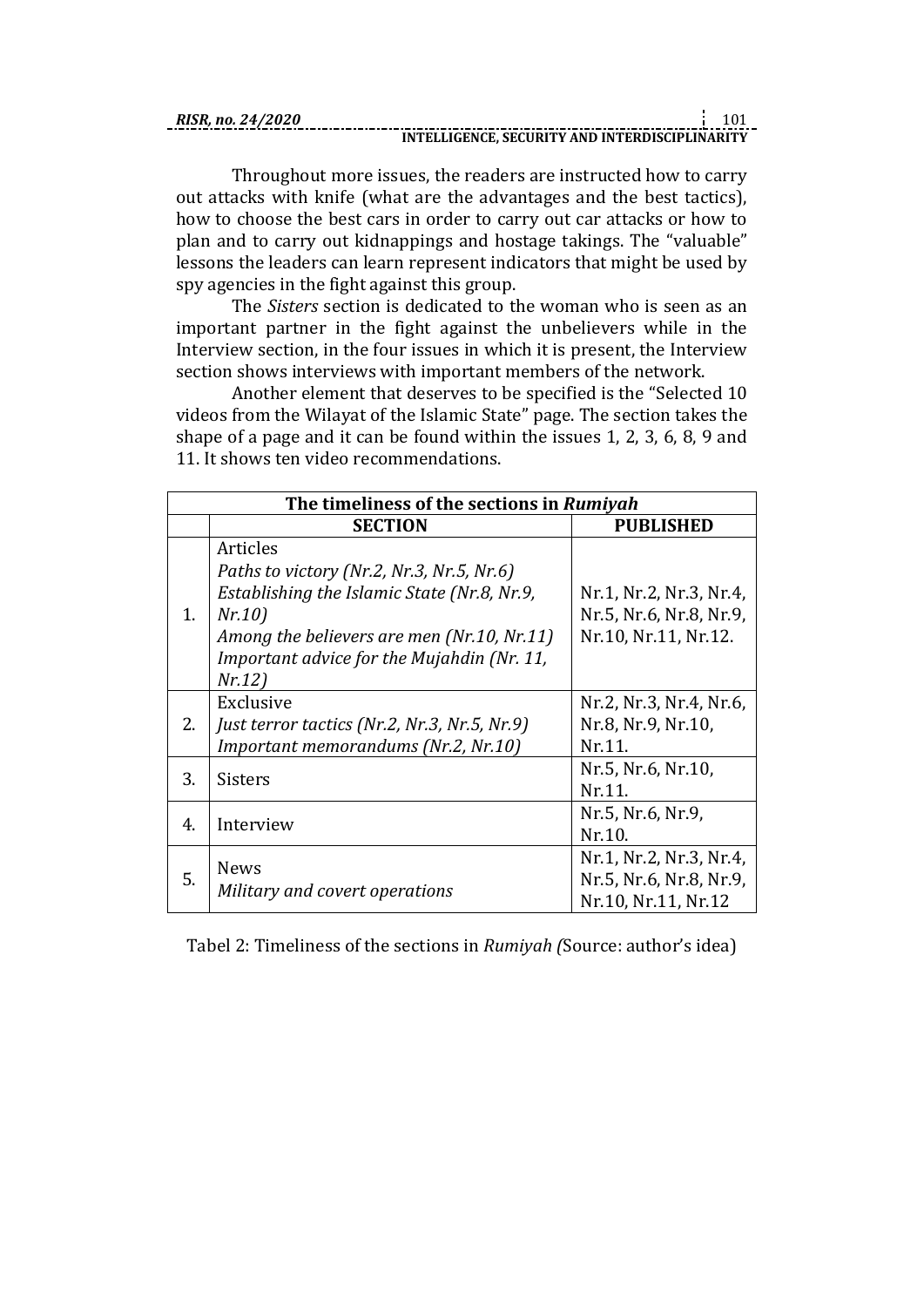Throughout more issues, the readers are instructed how to carry out attacks with knife (what are the advantages and the best tactics), how to choose the best cars in order to carry out car attacks or how to plan and to carry out kidnappings and hostage takings. The "valuable" lessons the leaders can learn represent indicators that might be used by spy agencies in the fight against this group.

The *Sisters* section is dedicated to the woman who is seen as an important partner in the fight against the unbelievers while in the Interview section, in the four issues in which it is present, the Interview section shows interviews with important members of the network.

Another element that deserves to be specified is the "Selected 10 videos from the Wilayat of the Islamic State" page. The section takes the shape of a page and it can be found within the issues 1, 2, 3, 6, 8, 9 and 11. It shows ten video recommendations.

| The timeliness of the sections in *Rumiyah* | | |
|---|---|---|
| | **SECTION** | **PUBLISHED** |
| 1. | Articles<br>*Paths to victory (Nr.2, Nr.3, Nr.5, Nr.6)*<br>*Establishing the Islamic State (Nr.8, Nr.9, Nr.10)*<br>*Among the believers are men (Nr.10, Nr.11)*<br>*Important advice for the Mujahdin (Nr. 11, Nr.12)* | Nr.1, Nr.2, Nr.3, Nr.4, Nr.5, Nr.6, Nr.8, Nr.9, Nr.10, Nr.11, Nr.12. |
| 2. | Exclusive<br>*Just terror tactics (Nr.2, Nr.3, Nr.5, Nr.9)*<br>*Important memorandums (Nr.2, Nr.10)* | Nr.2, Nr.3, Nr.4, Nr.6, Nr.8, Nr.9, Nr.10, Nr.11. |
| 3. | Sisters | Nr.5, Nr.6, Nr.10, Nr.11. |
| 4. | Interview | Nr.5, Nr.6, Nr.9, Nr.10. |
| 5. | News<br>*Military and covert operations* | Nr.1, Nr.2, Nr.3, Nr.4, Nr.5, Nr.6, Nr.8, Nr.9, Nr.10, Nr.11, Nr.12 |

Tabel 2: Timeliness of the sections in *Rumiyah (*Source: author's idea)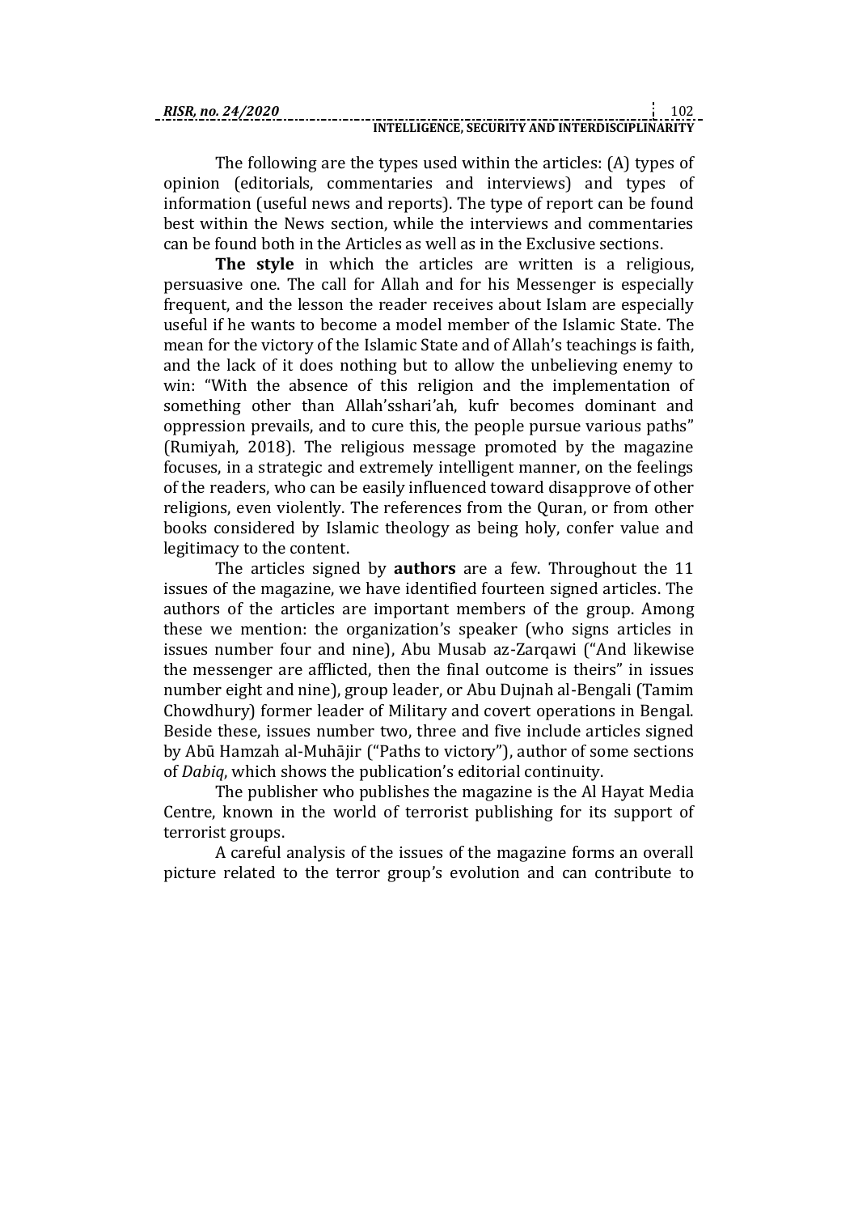The following are the types used within the articles: (A) types of opinion (editorials, commentaries and interviews) and types of information (useful news and reports). The type of report can be found best within the News section, while the interviews and commentaries can be found both in the Articles as well as in the Exclusive sections.

**The style** in which the articles are written is a religious, persuasive one. The call for Allah and for his Messenger is especially frequent, and the lesson the reader receives about Islam are especially useful if he wants to become a model member of the Islamic State. The mean for the victory of the Islamic State and of Allah's teachings is faith, and the lack of it does nothing but to allow the unbelieving enemy to win: "With the absence of this religion and the implementation of something other than Allah'sshari'ah, kufr becomes dominant and oppression prevails, and to cure this, the people pursue various paths" (Rumiyah, 2018). The religious message promoted by the magazine focuses, in a strategic and extremely intelligent manner, on the feelings of the readers, who can be easily influenced toward disapprove of other religions, even violently. The references from the Quran, or from other books considered by Islamic theology as being holy, confer value and legitimacy to the content.

The articles signed by **authors** are a few. Throughout the 11 issues of the magazine, we have identified fourteen signed articles. The authors of the articles are important members of the group. Among these we mention: the organization's speaker (who signs articles in issues number four and nine), Abu Musab az-Zarqawi ("And likewise the messenger are afflicted, then the final outcome is theirs" in issues number eight and nine), group leader, or Abu Dujnah al-Bengali (Tamim Chowdhury) former leader of Military and covert operations in Bengal. Beside these, issues number two, three and five include articles signed by Abū Hamzah al-Muhājir ("Paths to victory"), author of some sections of *Dabiq*, which shows the publication's editorial continuity.

The publisher who publishes the magazine is the Al Hayat Media Centre, known in the world of terrorist publishing for its support of terrorist groups.

A careful analysis of the issues of the magazine forms an overall picture related to the terror group's evolution and can contribute to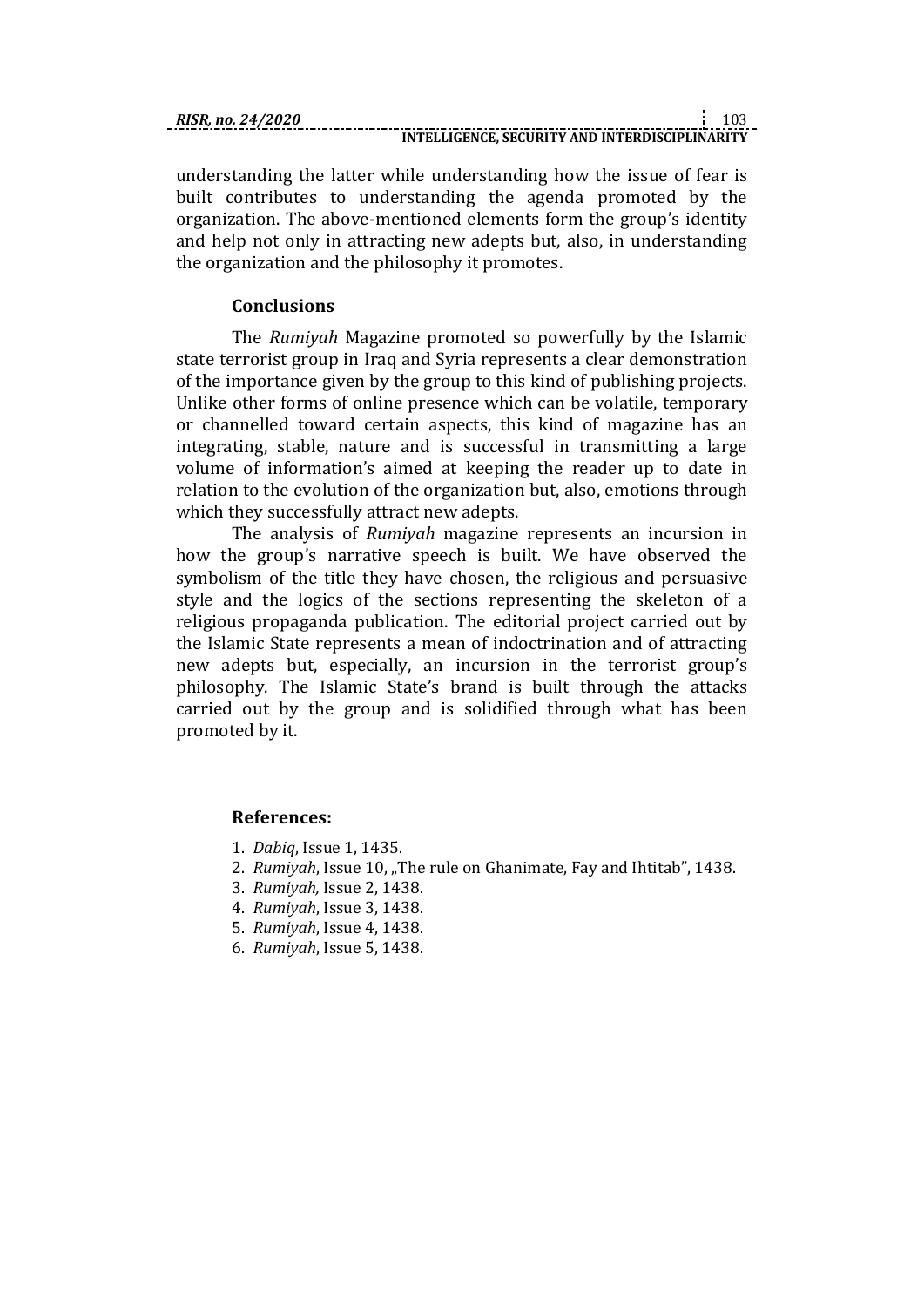understanding the latter while understanding how the issue of fear is built contributes to understanding the agenda promoted by the organization. The above-mentioned elements form the group's identity and help not only in attracting new adepts but, also, in understanding the organization and the philosophy it promotes.

## Conclusions

The *Rumiyah* Magazine promoted so powerfully by the Islamic state terrorist group in Iraq and Syria represents a clear demonstration of the importance given by the group to this kind of publishing projects. Unlike other forms of online presence which can be volatile, temporary or channelled toward certain aspects, this kind of magazine has an integrating, stable, nature and is successful in transmitting a large volume of information's aimed at keeping the reader up to date in relation to the evolution of the organization but, also, emotions through which they successfully attract new adepts.

The analysis of *Rumiyah* magazine represents an incursion in how the group's narrative speech is built. We have observed the symbolism of the title they have chosen, the religious and persuasive style and the logics of the sections representing the skeleton of a religious propaganda publication. The editorial project carried out by the Islamic State represents a mean of indoctrination and of attracting new adepts but, especially, an incursion in the terrorist group's philosophy. The Islamic State's brand is built through the attacks carried out by the group and is solidified through what has been promoted by it.

## References:

1. *Dabiq*, Issue 1, 1435.
2. *Rumiyah*, Issue 10, „The rule on Ghanimate, Fay and Ihtitab", 1438.
3. *Rumiyah,* Issue 2, 1438.
4. *Rumiyah*, Issue 3, 1438.
5. *Rumiyah*, Issue 4, 1438.
6. *Rumiyah*, Issue 5, 1438.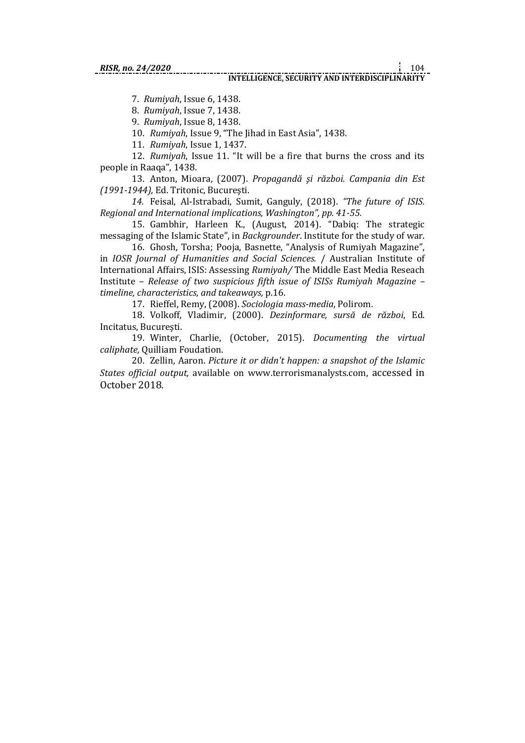7. *Rumiyah*, Issue 6, 1438.

8. *Rumiyah*, Issue 7, 1438.

9. *Rumiyah*, Issue 8, 1438.

10. *Rumiyah*, Issue 9, "The Jihad in East Asia", 1438.

11. *Rumiyah*, Issue 1, 1437.

12. *Rumiyah*, Issue 11. "It will be a fire that burns the cross and its people in Raaqa", 1438.

13. Anton, Mioara, (2007). *Propagandă și război. Campania din Est (1991-1944),* Ed. Tritonic, București.

*14.* Feisal, Al-Istrabadi, Sumit, Ganguly, (2018). *"The future of ISIS. Regional and International implications, Washington", pp. 41-55.*

15. Gambhir, Harleen K., (August, 2014). "Dabiq: The strategic messaging of the Islamic State", in *Backgrounder*. Institute for the study of war.

16. Ghosh, Torsha; Pooja, Basnette, "Analysis of Rumiyah Magazine", in *IOSR Journal of Humanities and Social Sciences.* / Australian Institute of International Affairs, ISIS: Assessing *Rumiyah/* The Middle East Media Reseach Institute – *Release of two suspicious fifth issue of ISISs Rumiyah Magazine – timeline, characteristics, and takeaways,* p.16.

17. Rieffel, Remy, (2008). *Sociologia mass-media*, Polirom.

18. Volkoff, Vladimir, (2000). *Dezinformare, sursă de război*, Ed. Incitatus, București.

19. Winter, Charlie, (October, 2015). *Documenting the virtual caliphate,* Quilliam Foudation.

20. Zellin, Aaron. *Picture it or didn't happen: a snapshot of the Islamic States official output,* available on www.terrorismanalysts.com, accessed in October 2018.